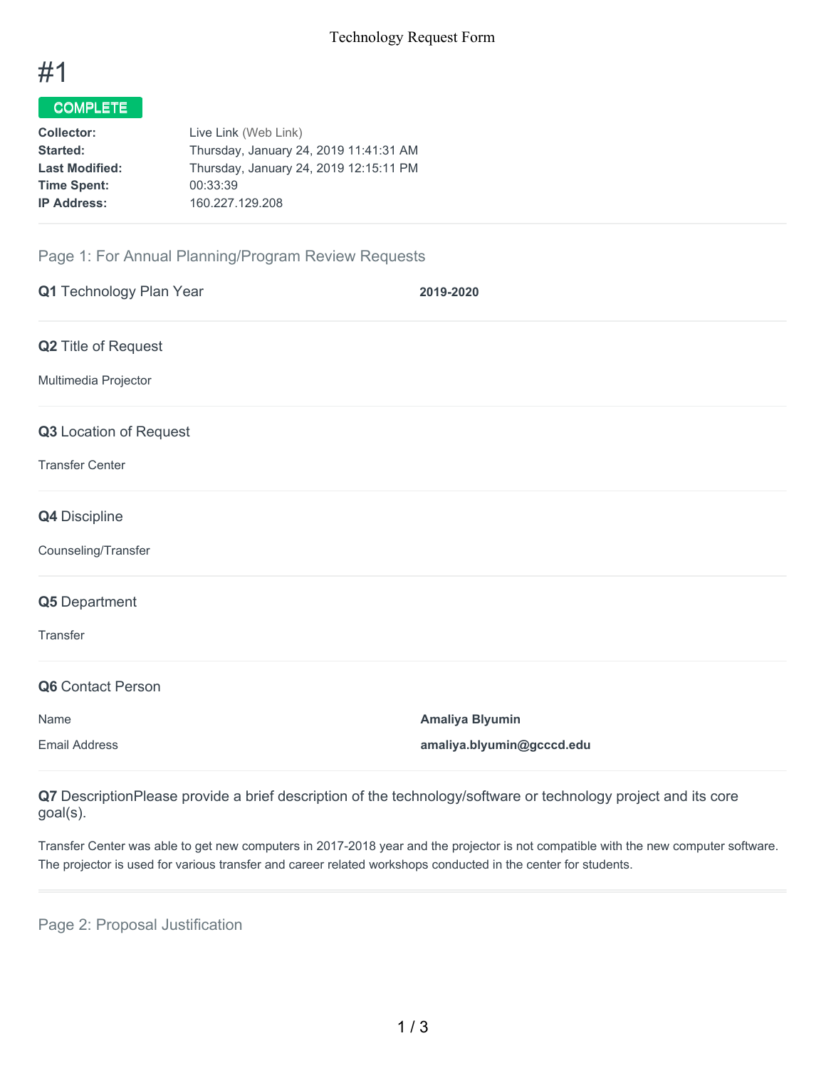# Technology Request Form

# #1

**COMPLETE**

| | |
|---|---|
| **Collector:** | Live Link (Web Link) |
| **Started:** | Thursday, January 24, 2019 11:41:31 AM |
| **Last Modified:** | Thursday, January 24, 2019 12:15:11 PM |
| **Time Spent:** | 00:33:39 |
| **IP Address:** | 160.227.129.208 |

## Page 1: For Annual Planning/Program Review Requests

**Q1** Technology Plan Year

**2019-2020**

**Q2** Title of Request

Multimedia Projector

**Q3** Location of Request

Transfer Center

**Q4** Discipline

Counseling/Transfer

**Q5** Department

Transfer

**Q6** Contact Person

| | |
|---|---|
| Name | **Amaliya Blyumin** |
| Email Address | **amaliya.blyumin@gcccd.edu** |

**Q7** DescriptionPlease provide a brief description of the technology/software or technology project and its core goal(s).

Transfer Center was able to get new computers in 2017-2018 year and the projector is not compatible with the new computer software. The projector is used for various transfer and career related workshops conducted in the center for students.

## Page 2: Proposal Justification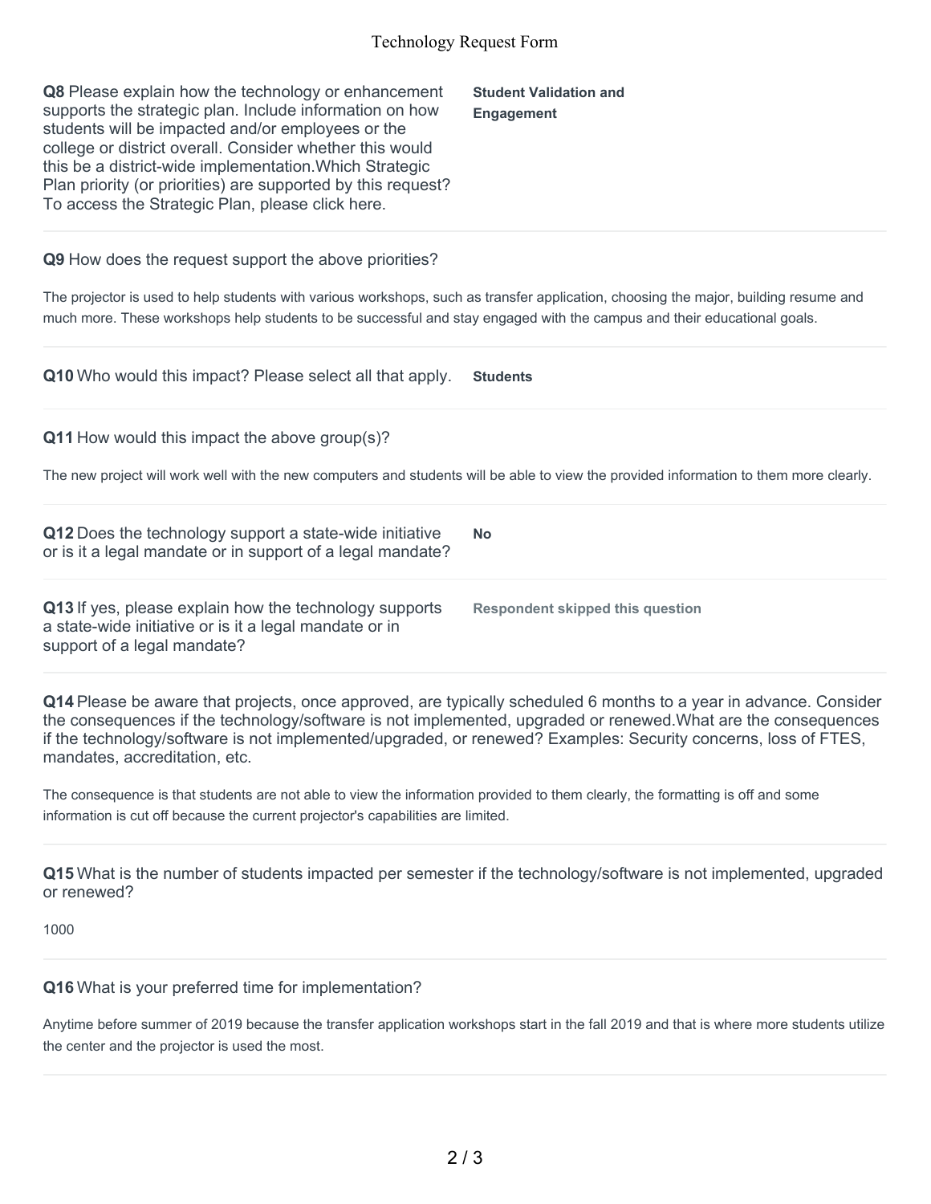**Q8** Please explain how the technology or enhancement supports the strategic plan. Include information on how students will be impacted and/or employees or the college or district overall. Consider whether this would this be a district-wide implementation.Which Strategic Plan priority (or priorities) are supported by this request? To access the Strategic Plan, please click here.

**Student Validation and Engagement**

**Q9** How does the request support the above priorities?

The projector is used to help students with various workshops, such as transfer application, choosing the major, building resume and much more. These workshops help students to be successful and stay engaged with the campus and their educational goals.

**Q10** Who would this impact? Please select all that apply.

**Students**

**Q11** How would this impact the above group(s)?

The new project will work well with the new computers and students will be able to view the provided information to them more clearly.

**Q12** Does the technology support a state-wide initiative or is it a legal mandate or in support of a legal mandate?

**No**

**Q13** If yes, please explain how the technology supports a state-wide initiative or is it a legal mandate or in support of a legal mandate?

**Respondent skipped this question**

**Q14** Please be aware that projects, once approved, are typically scheduled 6 months to a year in advance. Consider the consequences if the technology/software is not implemented, upgraded or renewed.What are the consequences if the technology/software is not implemented/upgraded, or renewed? Examples: Security concerns, loss of FTES, mandates, accreditation, etc.

The consequence is that students are not able to view the information provided to them clearly, the formatting is off and some information is cut off because the current projector's capabilities are limited.

**Q15** What is the number of students impacted per semester if the technology/software is not implemented, upgraded or renewed?

1000

**Q16** What is your preferred time for implementation?

Anytime before summer of 2019 because the transfer application workshops start in the fall 2019 and that is where more students utilize the center and the projector is used the most.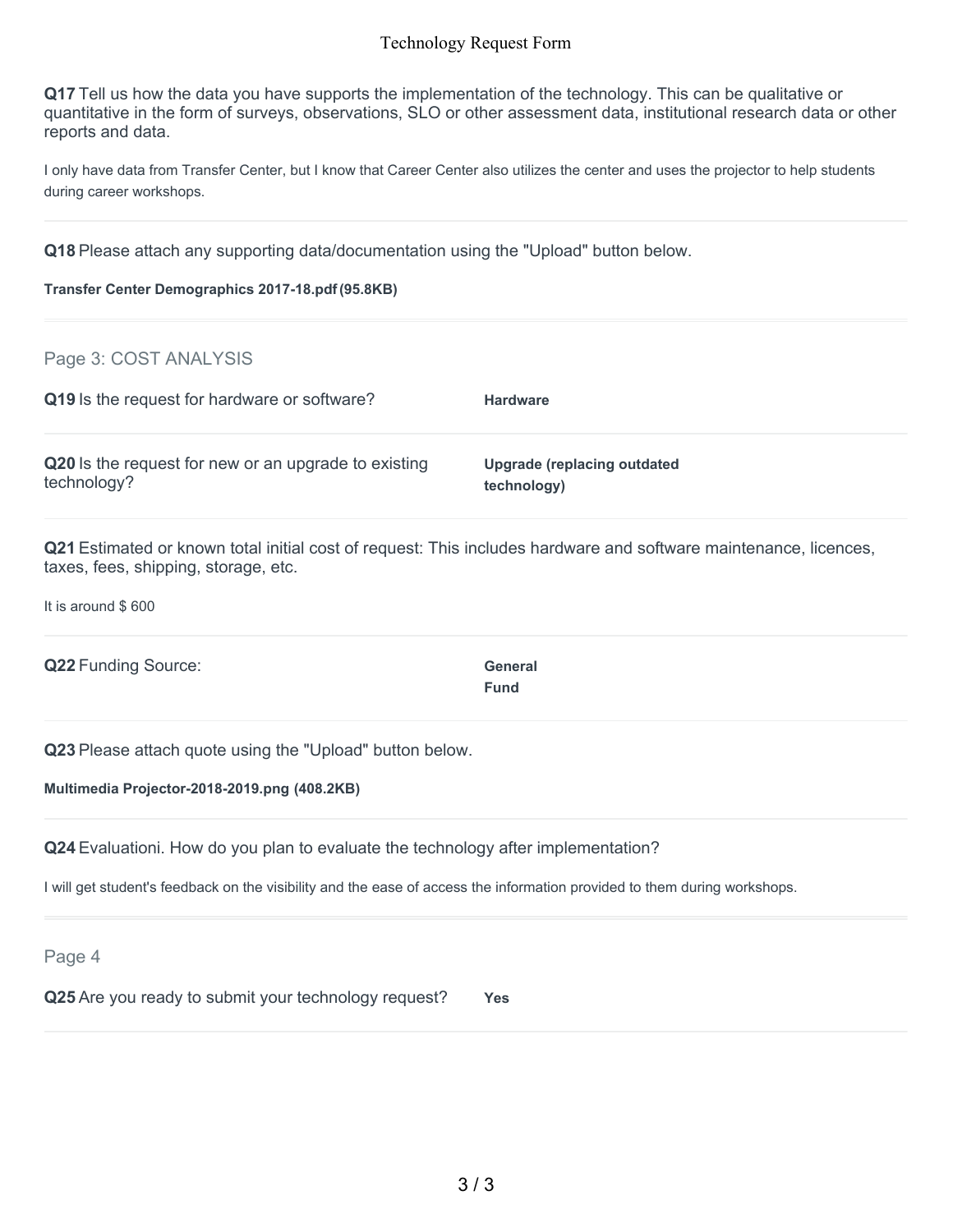**Q17** Tell us how the data you have supports the implementation of the technology. This can be qualitative or quantitative in the form of surveys, observations, SLO or other assessment data, institutional research data or other reports and data.

I only have data from Transfer Center, but I know that Career Center also utilizes the center and uses the projector to help students during career workshops.

---

**Q18** Please attach any supporting data/documentation using the "Upload" button below.

**Transfer Center Demographics 2017-18.pdf (95.8KB)**

---

## Page 3: COST ANALYSIS

**Q19** Is the request for hardware or software?

**Hardware**

---

**Q20** Is the request for new or an upgrade to existing technology?

**Upgrade (replacing outdated technology)**

---

**Q21** Estimated or known total initial cost of request: This includes hardware and software maintenance, licences, taxes, fees, shipping, storage, etc.

It is around $ 600

---

**Q22** Funding Source:

**General Fund**

---

**Q23** Please attach quote using the "Upload" button below.

**Multimedia Projector-2018-2019.png (408.2KB)**

---

**Q24** Evaluationi. How do you plan to evaluate the technology after implementation?

I will get student's feedback on the visibility and the ease of access the information provided to them during workshops.

---

## Page 4

**Q25** Are you ready to submit your technology request?

**Yes**